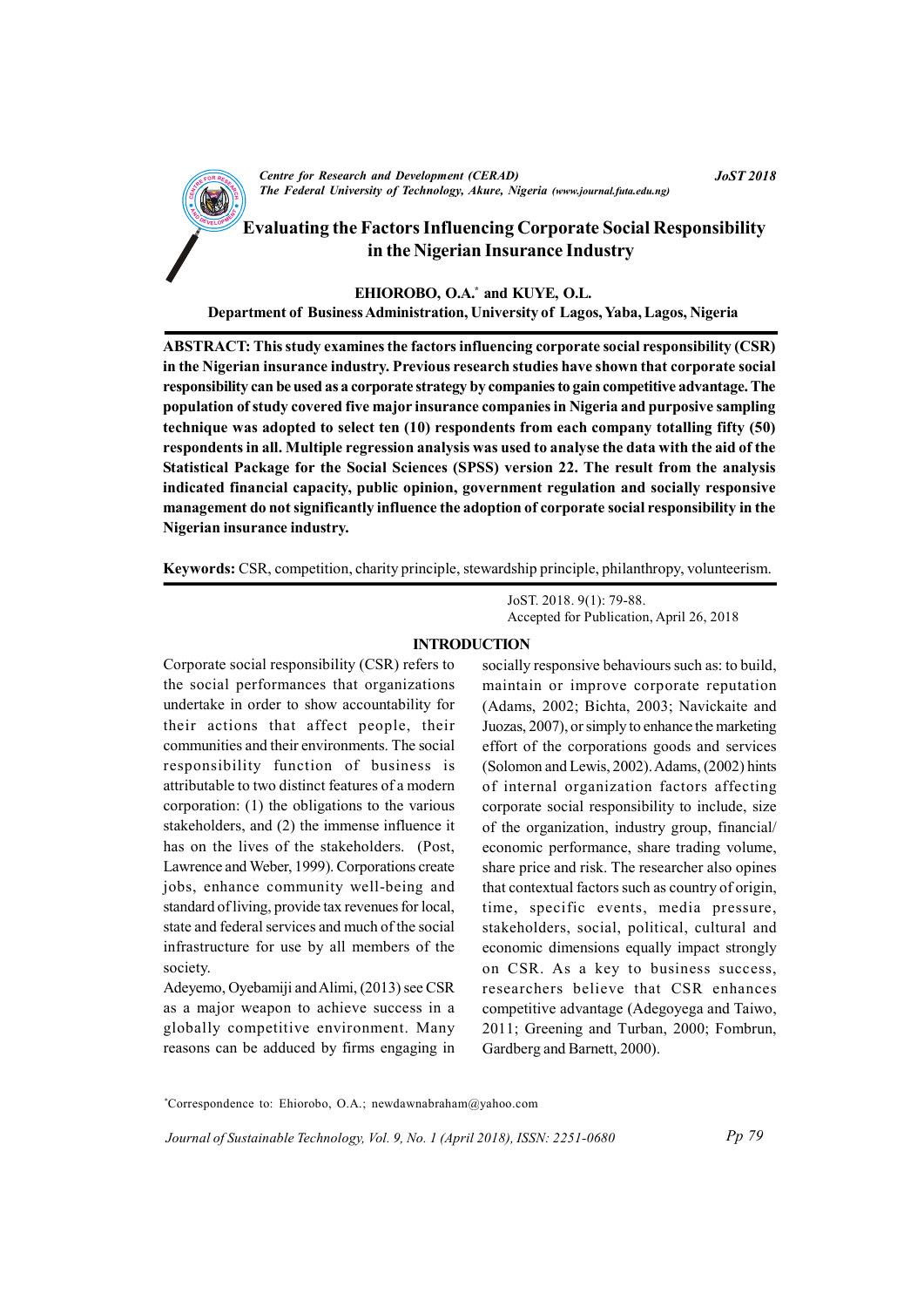# Evaluating the Factors Influencing Corporate Social Responsibility in the Nigerian Insurance Industry

**EHIOROBO, O.A.[*] and KUYE, O.L.**

**Department of Business Administration, University of Lagos, Yaba, Lagos, Nigeria**

**ABSTRACT: This study examines the factors influencing corporate social responsibility (CSR) in the Nigerian insurance industry. Previous research studies have shown that corporate social responsibility can be used as a corporate strategy by companies to gain competitive advantage. The population of study covered five major insurance companies in Nigeria and purposive sampling technique was adopted to select ten (10) respondents from each company totalling fifty (50) respondents in all. Multiple regression analysis was used to analyse the data with the aid of the Statistical Package for the Social Sciences (SPSS) version 22. The result from the analysis indicated financial capacity, public opinion, government regulation and socially responsive management do not significantly influence the adoption of corporate social responsibility in the Nigerian insurance industry.**

**Keywords:** CSR, competition, charity principle, stewardship principle, philanthropy, volunteerism.

JoST. 2018. 9(1): 79-88.
Accepted for Publication, April 26, 2018

## INTRODUCTION

Corporate social responsibility (CSR) refers to the social performances that organizations undertake in order to show accountability for their actions that affect people, their communities and their environments. The social responsibility function of business is attributable to two distinct features of a modern corporation: (1) the obligations to the various stakeholders, and (2) the immense influence it has on the lives of the stakeholders. (Post, Lawrence and Weber, 1999). Corporations create jobs, enhance community well-being and standard of living, provide tax revenues for local, state and federal services and much of the social infrastructure for use by all members of the society.

Adeyemo, Oyebamiji and Alimi, (2013) see CSR as a major weapon to achieve success in a globally competitive environment. Many reasons can be adduced by firms engaging in socially responsive behaviours such as: to build, maintain or improve corporate reputation (Adams, 2002; Bichta, 2003; Navickaite and Juozas, 2007), or simply to enhance the marketing effort of the corporations goods and services (Solomon and Lewis, 2002). Adams, (2002) hints of internal organization factors affecting corporate social responsibility to include, size of the organization, industry group, financial/ economic performance, share trading volume, share price and risk. The researcher also opines that contextual factors such as country of origin, time, specific events, media pressure, stakeholders, social, political, cultural and economic dimensions equally impact strongly on CSR. As a key to business success, researchers believe that CSR enhances competitive advantage (Adegoyega and Taiwo, 2011; Greening and Turban, 2000; Fombrun, Gardberg and Barnett, 2000).

[*]Correspondence to: Ehiorobo, O.A.; newdawnabraham@yahoo.com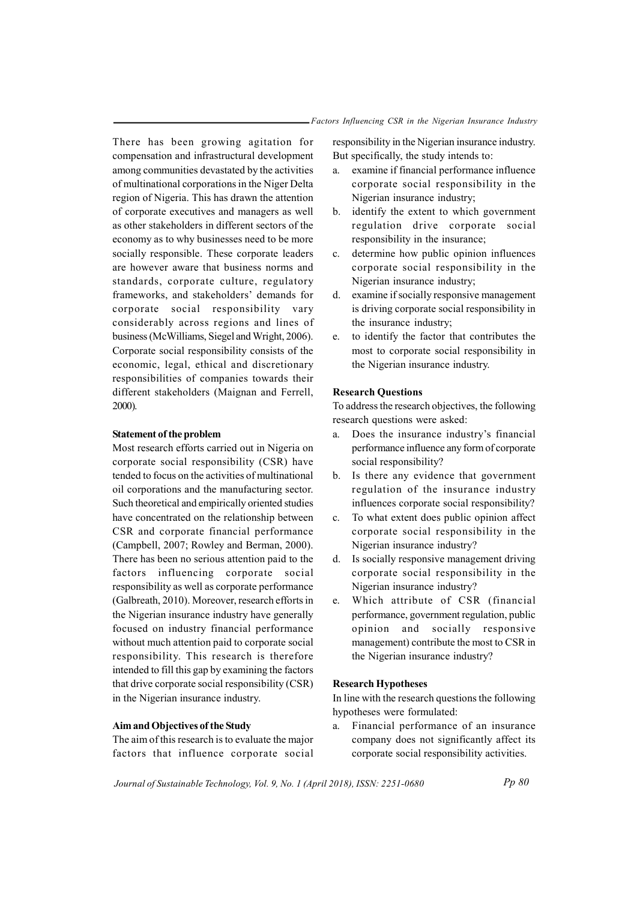There has been growing agitation for compensation and infrastructural development among communities devastated by the activities of multinational corporations in the Niger Delta region of Nigeria. This has drawn the attention of corporate executives and managers as well as other stakeholders in different sectors of the economy as to why businesses need to be more socially responsible. These corporate leaders are however aware that business norms and standards, corporate culture, regulatory frameworks, and stakeholders' demands for corporate social responsibility vary considerably across regions and lines of business (McWilliams, Siegel and Wright, 2006). Corporate social responsibility consists of the economic, legal, ethical and discretionary responsibilities of companies towards their different stakeholders (Maignan and Ferrell, 2000).

**Statement of the problem**

Most research efforts carried out in Nigeria on corporate social responsibility (CSR) have tended to focus on the activities of multinational oil corporations and the manufacturing sector. Such theoretical and empirically oriented studies have concentrated on the relationship between CSR and corporate financial performance (Campbell, 2007; Rowley and Berman, 2000). There has been no serious attention paid to the factors influencing corporate social responsibility as well as corporate performance (Galbreath, 2010). Moreover, research efforts in the Nigerian insurance industry have generally focused on industry financial performance without much attention paid to corporate social responsibility. This research is therefore intended to fill this gap by examining the factors that drive corporate social responsibility (CSR) in the Nigerian insurance industry.

**Aim and Objectives of the Study**

The aim of this research is to evaluate the major factors that influence corporate social responsibility in the Nigerian insurance industry. But specifically, the study intends to:

a. examine if financial performance influence corporate social responsibility in the Nigerian insurance industry;
b. identify the extent to which government regulation drive corporate social responsibility in the insurance;
c. determine how public opinion influences corporate social responsibility in the Nigerian insurance industry;
d. examine if socially responsive management is driving corporate social responsibility in the insurance industry;
e. to identify the factor that contributes the most to corporate social responsibility in the Nigerian insurance industry.

**Research Questions**

To address the research objectives, the following research questions were asked:

a. Does the insurance industry's financial performance influence any form of corporate social responsibility?
b. Is there any evidence that government regulation of the insurance industry influences corporate social responsibility?
c. To what extent does public opinion affect corporate social responsibility in the Nigerian insurance industry?
d. Is socially responsive management driving corporate social responsibility in the Nigerian insurance industry?
e. Which attribute of CSR (financial performance, government regulation, public opinion and socially responsive management) contribute the most to CSR in the Nigerian insurance industry?

**Research Hypotheses**

In line with the research questions the following hypotheses were formulated:

a. Financial performance of an insurance company does not significantly affect its corporate social responsibility activities.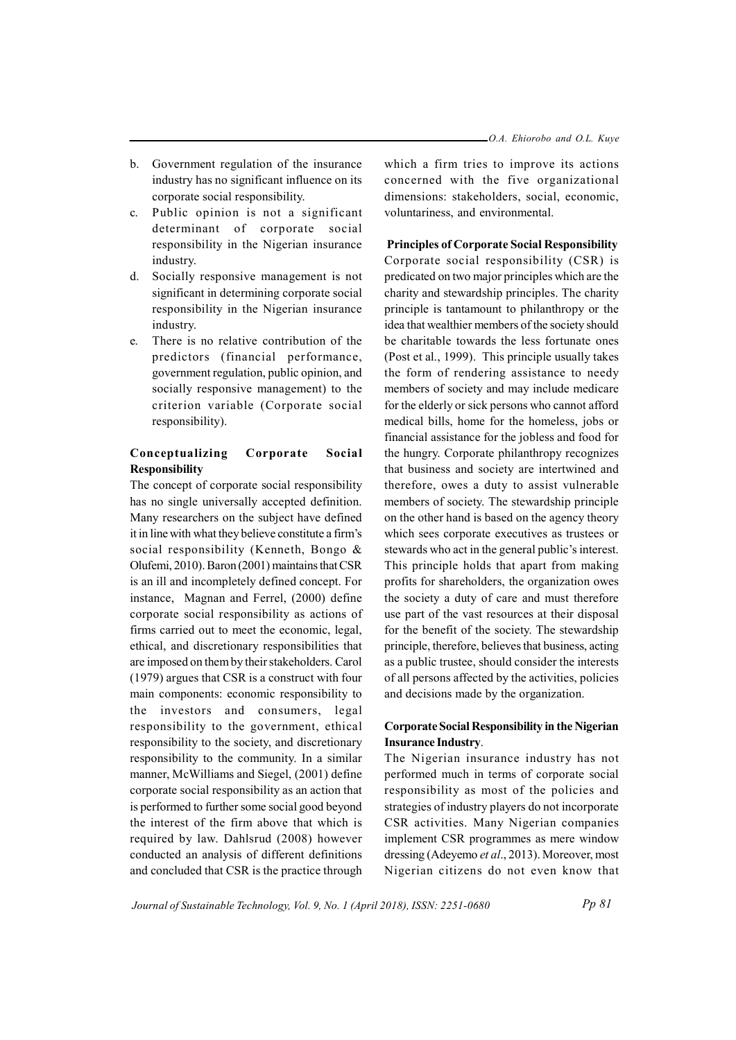b. Government regulation of the insurance industry has no significant influence on its corporate social responsibility.
c. Public opinion is not a significant determinant of corporate social responsibility in the Nigerian insurance industry.
d. Socially responsive management is not significant in determining corporate social responsibility in the Nigerian insurance industry.
e. There is no relative contribution of the predictors (financial performance, government regulation, public opinion, and socially responsive management) to the criterion variable (Corporate social responsibility).

## Conceptualizing Corporate Social Responsibility

The concept of corporate social responsibility has no single universally accepted definition. Many researchers on the subject have defined it in line with what they believe constitute a firm's social responsibility (Kenneth, Bongo & Olufemi, 2010). Baron (2001) maintains that CSR is an ill and incompletely defined concept. For instance, Magnan and Ferrel, (2000) define corporate social responsibility as actions of firms carried out to meet the economic, legal, ethical, and discretionary responsibilities that are imposed on them by their stakeholders. Carol (1979) argues that CSR is a construct with four main components: economic responsibility to the investors and consumers, legal responsibility to the government, ethical responsibility to the society, and discretionary responsibility to the community. In a similar manner, McWilliams and Siegel, (2001) define corporate social responsibility as an action that is performed to further some social good beyond the interest of the firm above that which is required by law. Dahlsrud (2008) however conducted an analysis of different definitions and concluded that CSR is the practice through which a firm tries to improve its actions concerned with the five organizational dimensions: stakeholders, social, economic, voluntariness, and environmental.

## Principles of Corporate Social Responsibility

Corporate social responsibility (CSR) is predicated on two major principles which are the charity and stewardship principles. The charity principle is tantamount to philanthropy or the idea that wealthier members of the society should be charitable towards the less fortunate ones (Post et al., 1999). This principle usually takes the form of rendering assistance to needy members of society and may include medicare for the elderly or sick persons who cannot afford medical bills, home for the homeless, jobs or financial assistance for the jobless and food for the hungry. Corporate philanthropy recognizes that business and society are intertwined and therefore, owes a duty to assist vulnerable members of society. The stewardship principle on the other hand is based on the agency theory which sees corporate executives as trustees or stewards who act in the general public's interest. This principle holds that apart from making profits for shareholders, the organization owes the society a duty of care and must therefore use part of the vast resources at their disposal for the benefit of the society. The stewardship principle, therefore, believes that business, acting as a public trustee, should consider the interests of all persons affected by the activities, policies and decisions made by the organization.

## Corporate Social Responsibility in the Nigerian Insurance Industry.

The Nigerian insurance industry has not performed much in terms of corporate social responsibility as most of the policies and strategies of industry players do not incorporate CSR activities. Many Nigerian companies implement CSR programmes as mere window dressing (Adeyemo *et al*., 2013). Moreover, most Nigerian citizens do not even know that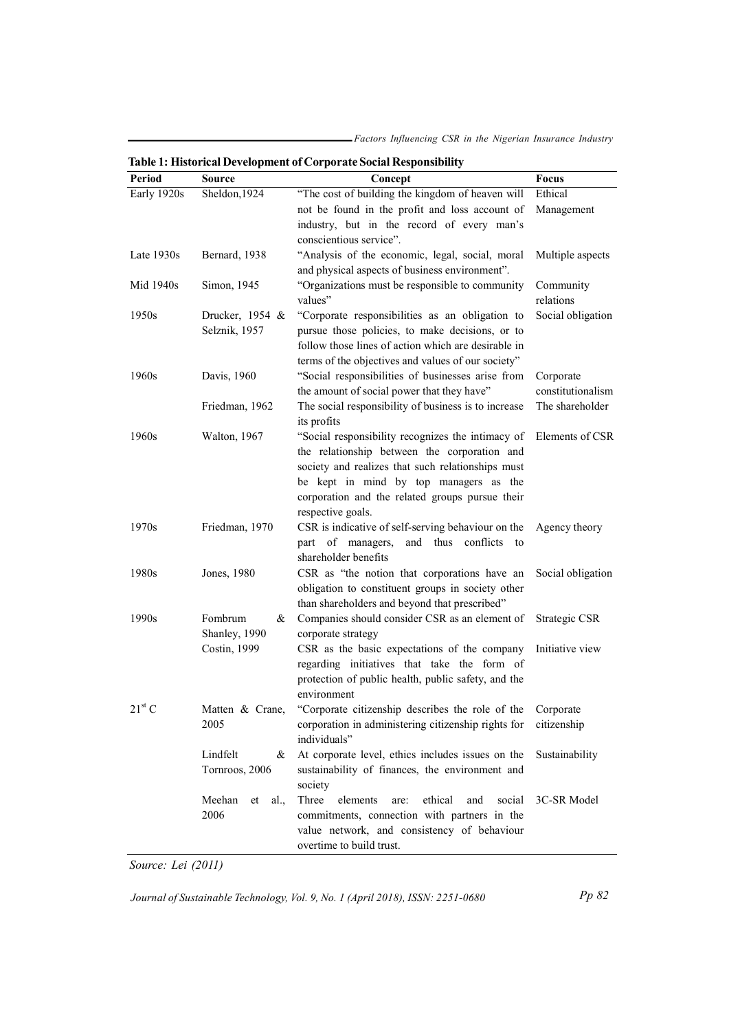**Table 1: Historical Development of Corporate Social Responsibility**

| Period | Source | Concept | Focus |
|---|---|---|---|
| Early 1920s | Sheldon,1924 | "The cost of building the kingdom of heaven will not be found in the profit and loss account of industry, but in the record of every man's conscientious service". | Ethical Management |
| Late 1930s | Bernard, 1938 | "Analysis of the economic, legal, social, moral and physical aspects of business environment". | Multiple aspects |
| Mid 1940s | Simon, 1945 | "Organizations must be responsible to community values" | Community relations |
| 1950s | Drucker, 1954 & Selznik, 1957 | "Corporate responsibilities as an obligation to pursue those policies, to make decisions, or to follow those lines of action which are desirable in terms of the objectives and values of our society" | Social obligation |
| 1960s | Davis, 1960 | "Social responsibilities of businesses arise from the amount of social power that they have" | Corporate constitutionalism |
| | Friedman, 1962 | The social responsibility of business is to increase its profits | The shareholder |
| 1960s | Walton, 1967 | "Social responsibility recognizes the intimacy of the relationship between the corporation and society and realizes that such relationships must be kept in mind by top managers as the corporation and the related groups pursue their respective goals. | Elements of CSR |
| 1970s | Friedman, 1970 | CSR is indicative of self-serving behaviour on the part of managers, and thus conflicts to shareholder benefits | Agency theory |
| 1980s | Jones, 1980 | CSR as "the notion that corporations have an obligation to constituent groups in society other than shareholders and beyond that prescribed" | Social obligation |
| 1990s | Fombrum & Shanley, 1990 | Companies should consider CSR as an element of corporate strategy | Strategic CSR |
| | Costin, 1999 | CSR as the basic expectations of the company regarding initiatives that take the form of protection of public health, public safety, and the environment | Initiative view |
| 21st C | Matten & Crane, 2005 | "Corporate citizenship describes the role of the corporation in administering citizenship rights for individuals" | Corporate citizenship |
| | Lindfelt & Tornroos, 2006 | At corporate level, ethics includes issues on the sustainability of finances, the environment and society | Sustainability |
| | Meehan et al., 2006 | Three elements are: ethical and social commitments, connection with partners in the value network, and consistency of behaviour overtime to build trust. | 3C-SR Model |

*Source: Lei (2011)*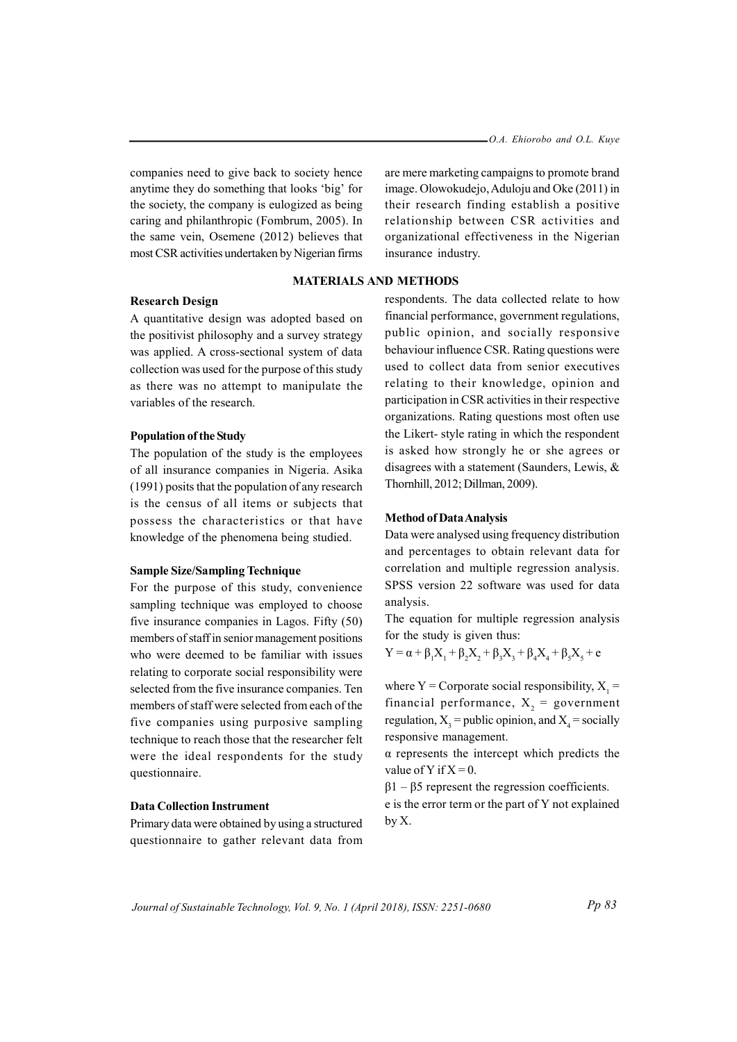companies need to give back to society hence anytime they do something that looks 'big' for the society, the company is eulogized as being caring and philanthropic (Fombrum, 2005). In the same vein, Osemene (2012) believes that most CSR activities undertaken by Nigerian firms are mere marketing campaigns to promote brand image. Olowokudejo, Aduloju and Oke (2011) in their research finding establish a positive relationship between CSR activities and organizational effectiveness in the Nigerian insurance industry.

## MATERIALS AND METHODS

### Research Design

A quantitative design was adopted based on the positivist philosophy and a survey strategy was applied. A cross-sectional system of data collection was used for the purpose of this study as there was no attempt to manipulate the variables of the research.

### Population of the Study

The population of the study is the employees of all insurance companies in Nigeria. Asika (1991) posits that the population of any research is the census of all items or subjects that possess the characteristics or that have knowledge of the phenomena being studied.

### Sample Size/Sampling Technique

For the purpose of this study, convenience sampling technique was employed to choose five insurance companies in Lagos. Fifty (50) members of staff in senior management positions who were deemed to be familiar with issues relating to corporate social responsibility were selected from the five insurance companies. Ten members of staff were selected from each of the five companies using purposive sampling technique to reach those that the researcher felt were the ideal respondents for the study questionnaire.

### Data Collection Instrument

Primary data were obtained by using a structured questionnaire to gather relevant data from respondents. The data collected relate to how financial performance, government regulations, public opinion, and socially responsive behaviour influence CSR. Rating questions were used to collect data from senior executives relating to their knowledge, opinion and participation in CSR activities in their respective organizations. Rating questions most often use the Likert- style rating in which the respondent is asked how strongly he or she agrees or disagrees with a statement (Saunders, Lewis, & Thornhill, 2012; Dillman, 2009).

### Method of Data Analysis

Data were analysed using frequency distribution and percentages to obtain relevant data for correlation and multiple regression analysis. SPSS version 22 software was used for data analysis.

The equation for multiple regression analysis for the study is given thus:

$$Y = \alpha + \beta_1 X_1 + \beta_2 X_2 + \beta_3 X_3 + \beta_4 X_4 + \beta_5 X_5 + e$$

where Y = Corporate social responsibility, $X_1$ = financial performance, $X_2$ = government regulation, $X_3$ = public opinion, and $X_4$ = socially responsive management.

$\alpha$ represents the intercept which predicts the value of Y if X = 0.

$\beta 1 - \beta 5$ represent the regression coefficients.

e is the error term or the part of Y not explained by X.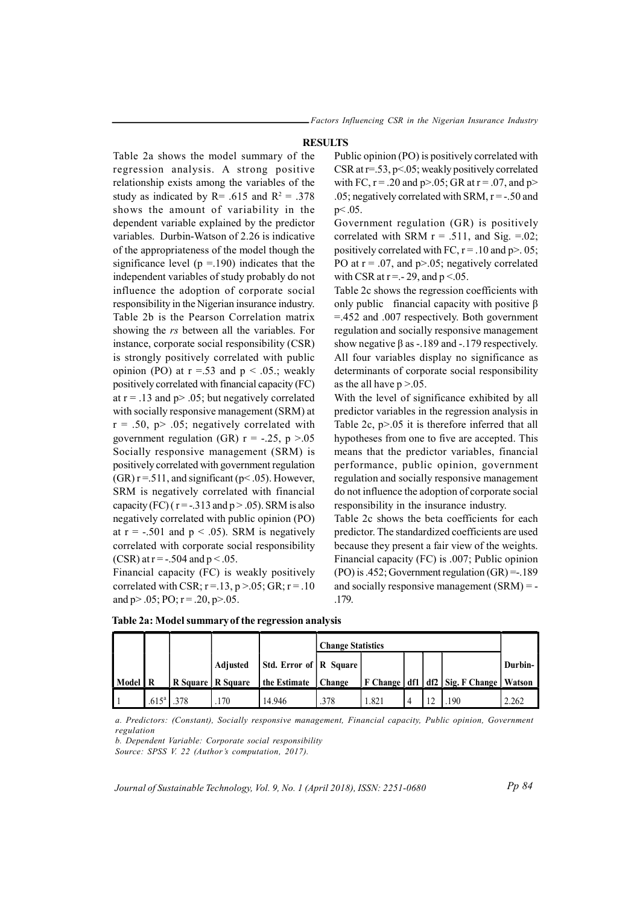## RESULTS

Table 2a shows the model summary of the regression analysis. A strong positive relationship exists among the variables of the study as indicated by R= .615 and $R^2$ = .378 shows the amount of variability in the dependent variable explained by the predictor variables. Durbin-Watson of 2.26 is indicative of the appropriateness of the model though the significance level (p =.190) indicates that the independent variables of study probably do not influence the adoption of corporate social responsibility in the Nigerian insurance industry. Table 2b is the Pearson Correlation matrix showing the *rs* between all the variables. For instance, corporate social responsibility (CSR) is strongly positively correlated with public opinion (PO) at r =.53 and p < .05.; weakly positively correlated with financial capacity (FC) at r = .13 and p> .05; but negatively correlated with socially responsive management (SRM) at r = .50, p> .05; negatively correlated with government regulation (GR) r = -.25, p >.05 Socially responsive management (SRM) is positively correlated with government regulation (GR) r =.511, and significant (p< .05). However, SRM is negatively correlated with financial capacity (FC) ( r = -.313 and p > .05). SRM is also negatively correlated with public opinion (PO) at r = -.501 and p < .05). SRM is negatively correlated with corporate social responsibility (CSR) at r = -.504 and p < .05.

Financial capacity (FC) is weakly positively correlated with CSR; r =.13, p >.05; GR; r = .10 and p> .05; PO; r = .20, p>.05.

Public opinion (PO) is positively correlated with CSR at r=.53, p<.05; weakly positively correlated with FC, r = .20 and p>.05; GR at r = .07, and p> .05; negatively correlated with SRM, r = -.50 and p< .05.

Government regulation (GR) is positively correlated with SRM r = .511, and Sig. =.02; positively correlated with FC, r = .10 and p>. 05; PO at r = .07, and p>.05; negatively correlated with CSR at r =.- 29, and p <.05.

Table 2c shows the regression coefficients with only public financial capacity with positive β =.452 and .007 respectively. Both government regulation and socially responsive management show negative β as -.189 and -.179 respectively. All four variables display no significance as determinants of corporate social responsibility as the all have p >.05.

With the level of significance exhibited by all predictor variables in the regression analysis in Table 2c, p>.05 it is therefore inferred that all hypotheses from one to five are accepted. This means that the predictor variables, financial performance, public opinion, government regulation and socially responsive management do not influence the adoption of corporate social responsibility in the insurance industry.

Table 2c shows the beta coefficients for each predictor. The standardized coefficients are used because they present a fair view of the weights. Financial capacity (FC) is .007; Public opinion (PO) is .452; Government regulation (GR) =-.189 and socially responsive management (SRM) = -.179.

**Table 2a: Model summary of the regression analysis**

| | | | | | Change Statistics | | | | | |
|---|---|---|---|---|---|---|---|---|---|---|
| Model | R | R Square | Adjusted R Square | Std. Error of the Estimate | R Square Change | F Change | df1 | df2 | Sig. F Change | Durbin-Watson |
| 1 | .615[a] | .378 | .170 | 14.946 | .378 | 1.821 | 4 | 12 | .190 | 2.262 |

*a. Predictors: (Constant), Socially responsive management, Financial capacity, Public opinion, Government regulation*

*b. Dependent Variable: Corporate social responsibility*

*Source: SPSS V. 22 (Author's computation, 2017).*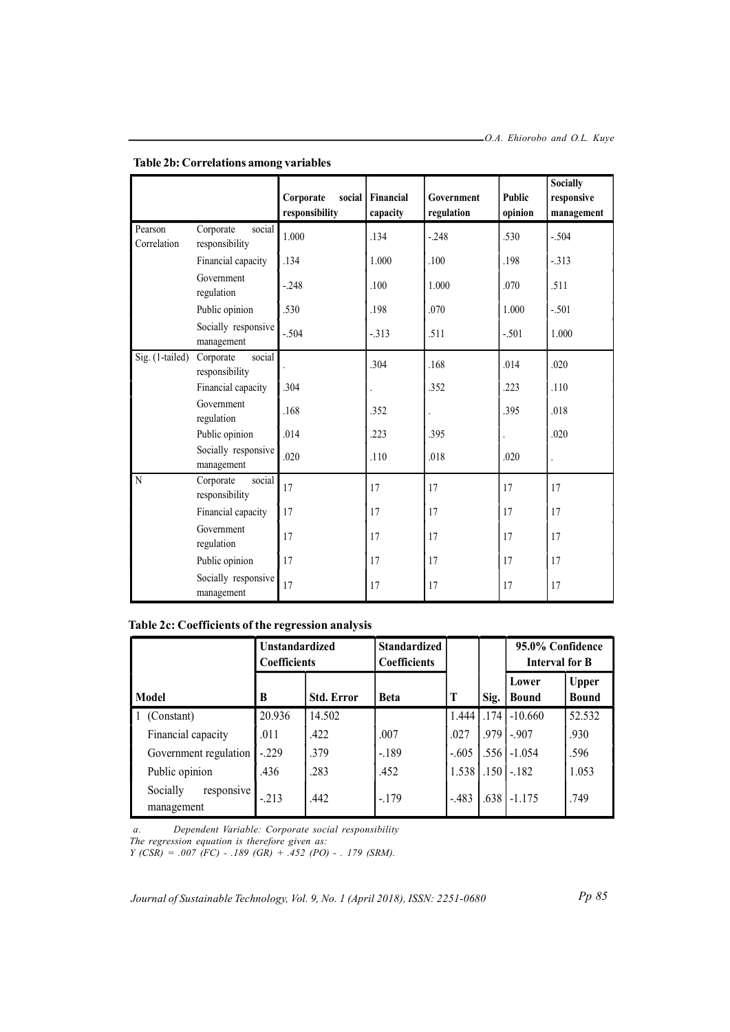**Table 2b: Correlations among variables**

| | | Corporate social responsibility | Financial capacity | Government regulation | Public opinion | Socially responsive management |
|---|---|---|---|---|---|---|
| Pearson Correlation | Corporate social responsibility | 1.000 | .134 | -.248 | .530 | -.504 |
| | Financial capacity | .134 | 1.000 | .100 | .198 | -.313 |
| | Government regulation | -.248 | .100 | 1.000 | .070 | .511 |
| | Public opinion | .530 | .198 | .070 | 1.000 | -.501 |
| | Socially responsive management | -.504 | -.313 | .511 | -.501 | 1.000 |
| Sig. (1-tailed) | Corporate social responsibility | . | .304 | .168 | .014 | .020 |
| | Financial capacity | .304 | . | .352 | .223 | .110 |
| | Government regulation | .168 | .352 | . | .395 | .018 |
| | Public opinion | .014 | .223 | .395 | . | .020 |
| | Socially responsive management | .020 | .110 | .018 | .020 | . |
| N | Corporate social responsibility | 17 | 17 | 17 | 17 | 17 |
| | Financial capacity | 17 | 17 | 17 | 17 | 17 |
| | Government regulation | 17 | 17 | 17 | 17 | 17 |
| | Public opinion | 17 | 17 | 17 | 17 | 17 |
| | Socially responsive management | 17 | 17 | 17 | 17 | 17 |

**Table 2c: Coefficients of the regression analysis**

| | Unstandardized Coefficients | | Standardized Coefficients | | | 95.0% Confidence Interval for B | |
|---|---|---|---|---|---|---|---|
| Model | B | Std. Error | Beta | T | Sig. | Lower Bound | Upper Bound |
| 1 (Constant) | 20.936 | 14.502 | | 1.444 | .174 | -10.660 | 52.532 |
| Financial capacity | .011 | .422 | .007 | .027 | .979 | -.907 | .930 |
| Government regulation | -.229 | .379 | -.189 | -.605 | .556 | -1.054 | .596 |
| Public opinion | .436 | .283 | .452 | 1.538 | .150 | -.182 | 1.053 |
| Socially responsive management | -.213 | .442 | -.179 | -.483 | .638 | -1.175 | .749 |

*a. Dependent Variable: Corporate social responsibility*

*The regression equation is therefore given as:*

*Y (CSR) = .007 (FC) - .189 (GR) + .452 (PO) - . 179 (SRM).*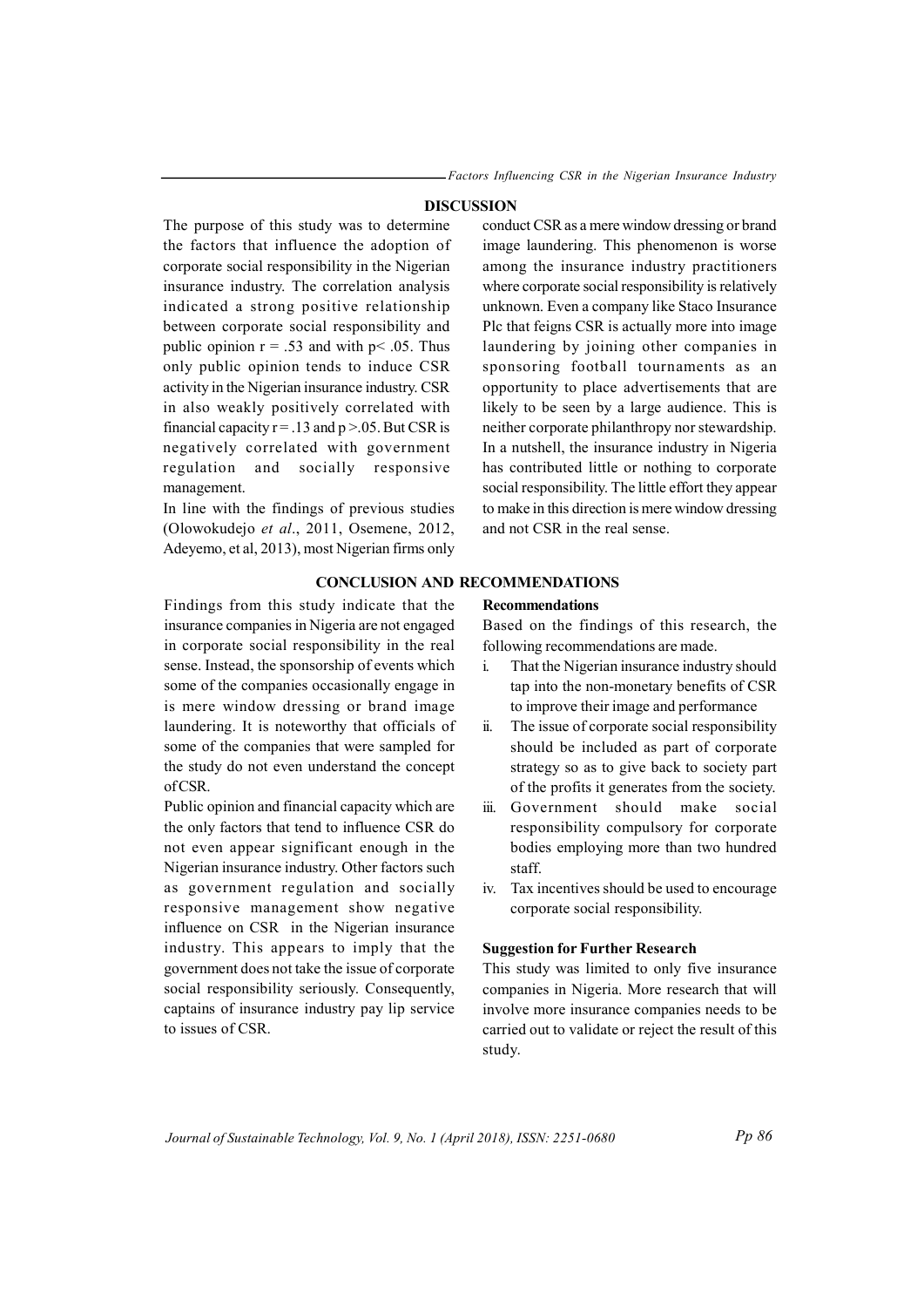## DISCUSSION

The purpose of this study was to determine the factors that influence the adoption of corporate social responsibility in the Nigerian insurance industry. The correlation analysis indicated a strong positive relationship between corporate social responsibility and public opinion $r = .53$ and with $p < .05$. Thus only public opinion tends to induce CSR activity in the Nigerian insurance industry. CSR in also weakly positively correlated with financial capacity $r = .13$ and $p > .05$. But CSR is negatively correlated with government regulation and socially responsive management.

In line with the findings of previous studies (Olowokudejo *et al*., 2011, Osemene, 2012, Adeyemo, et al, 2013), most Nigerian firms only conduct CSR as a mere window dressing or brand image laundering. This phenomenon is worse among the insurance industry practitioners where corporate social responsibility is relatively unknown. Even a company like Staco Insurance Plc that feigns CSR is actually more into image laundering by joining other companies in sponsoring football tournaments as an opportunity to place advertisements that are likely to be seen by a large audience. This is neither corporate philanthropy nor stewardship. In a nutshell, the insurance industry in Nigeria has contributed little or nothing to corporate social responsibility. The little effort they appear to make in this direction is mere window dressing and not CSR in the real sense.

## CONCLUSION AND RECOMMENDATIONS

Findings from this study indicate that the insurance companies in Nigeria are not engaged in corporate social responsibility in the real sense. Instead, the sponsorship of events which some of the companies occasionally engage in is mere window dressing or brand image laundering. It is noteworthy that officials of some of the companies that were sampled for the study do not even understand the concept of CSR.

Public opinion and financial capacity which are the only factors that tend to influence CSR do not even appear significant enough in the Nigerian insurance industry. Other factors such as government regulation and socially responsive management show negative influence on CSR in the Nigerian insurance industry. This appears to imply that the government does not take the issue of corporate social responsibility seriously. Consequently, captains of insurance industry pay lip service to issues of CSR.

### Recommendations

Based on the findings of this research, the following recommendations are made.

i. That the Nigerian insurance industry should tap into the non-monetary benefits of CSR to improve their image and performance

ii. The issue of corporate social responsibility should be included as part of corporate strategy so as to give back to society part of the profits it generates from the society.

iii. Government should make social responsibility compulsory for corporate bodies employing more than two hundred staff.

iv. Tax incentives should be used to encourage corporate social responsibility.

### Suggestion for Further Research

This study was limited to only five insurance companies in Nigeria. More research that will involve more insurance companies needs to be carried out to validate or reject the result of this study.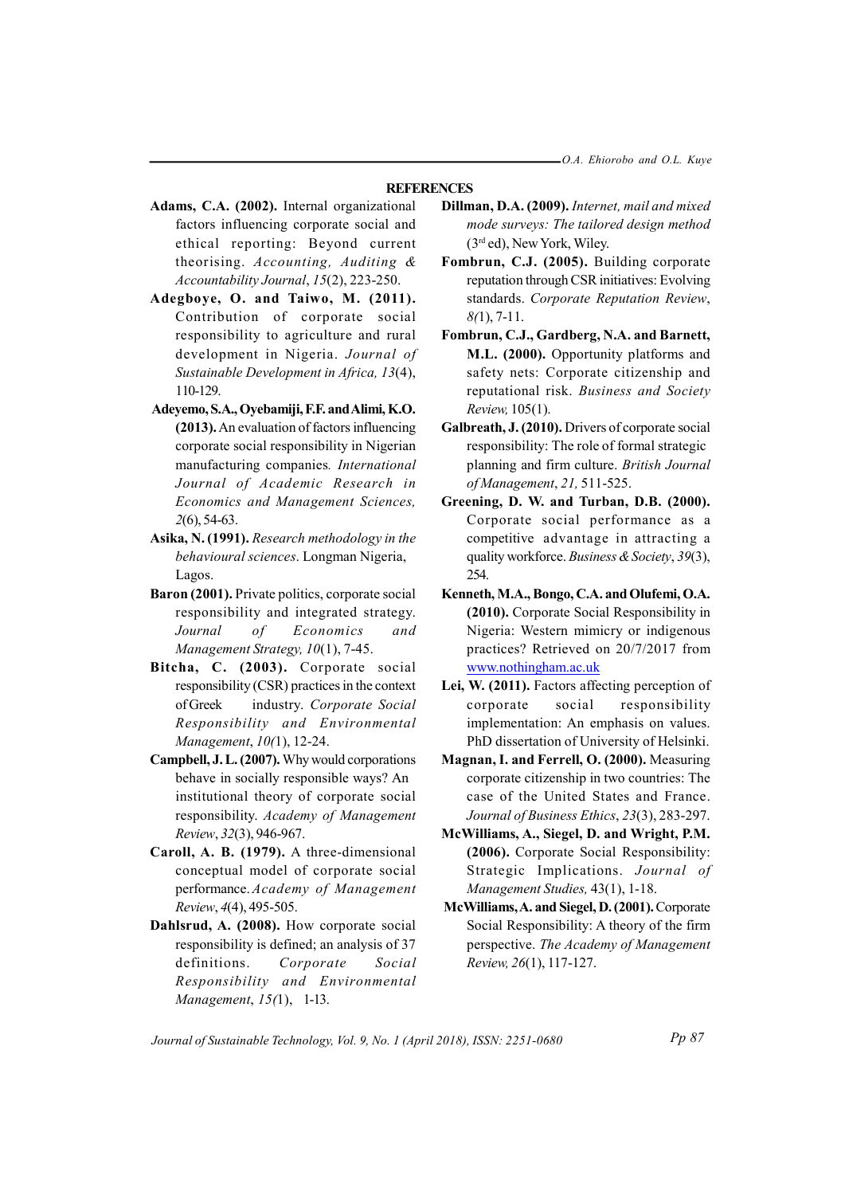## REFERENCES

**Adams, C.A. (2002).** Internal organizational factors influencing corporate social and ethical reporting: Beyond current theorising. *Accounting, Auditing & Accountability Journal*, *15*(2), 223-250.

**Adegboye, O. and Taiwo, M. (2011).** Contribution of corporate social responsibility to agriculture and rural development in Nigeria. *Journal of Sustainable Development in Africa, 13*(4), 110-129.

**Adeyemo, S.A., Oyebamiji, F.F. and Alimi, K.O. (2013).** An evaluation of factors influencing corporate social responsibility in Nigerian manufacturing companies. *International Journal of Academic Research in Economics and Management Sciences, 2*(6), 54-63.

**Asika, N. (1991).** *Research methodology in the behavioural sciences*. Longman Nigeria, Lagos.

**Baron (2001).** Private politics, corporate social responsibility and integrated strategy. *Journal of Economics and Management Strategy, 10*(1), 7-45.

**Bitcha, C. (2003).** Corporate social responsibility (CSR) practices in the context of Greek industry. *Corporate Social Responsibility and Environmental Management*, *10(*1), 12-24.

**Campbell, J. L. (2007).** Why would corporations behave in socially responsible ways? An institutional theory of corporate social responsibility. *Academy of Management Review*, *32*(3), 946-967.

**Caroll, A. B. (1979).** A three-dimensional conceptual model of corporate social performance. *Academy of Management Review*, *4*(4), 495-505.

**Dahlsrud, A. (2008).** How corporate social responsibility is defined; an analysis of 37 definitions. *Corporate Social Responsibility and Environmental Management*, *15(*1), 1-13.

**Dillman, D.A. (2009).** *Internet, mail and mixed mode surveys: The tailored design method* (3rd ed), New York, Wiley.

**Fombrun, C.J. (2005).** Building corporate reputation through CSR initiatives: Evolving standards. *Corporate Reputation Review*, *8(*1), 7-11.

**Fombrun, C.J., Gardberg, N.A. and Barnett, M.L. (2000).** Opportunity platforms and safety nets: Corporate citizenship and reputational risk. *Business and Society Review,* 105(1).

**Galbreath, J. (2010).** Drivers of corporate social responsibility: The role of formal strategic planning and firm culture. *British Journal of Management*, *21,* 511-525.

**Greening, D. W. and Turban, D.B. (2000).** Corporate social performance as a competitive advantage in attracting a quality workforce. *Business & Society*, *39*(3), 254.

**Kenneth, M.A., Bongo, C.A. and Olufemi, O.A. (2010).** Corporate Social Responsibility in Nigeria: Western mimicry or indigenous practices? Retrieved on 20/7/2017 from www.nothingham.ac.uk

**Lei, W. (2011).** Factors affecting perception of corporate social responsibility implementation: An emphasis on values. PhD dissertation of University of Helsinki.

**Magnan, I. and Ferrell, O. (2000).** Measuring corporate citizenship in two countries: The case of the United States and France. *Journal of Business Ethics*, *23*(3), 283-297.

**McWilliams, A., Siegel, D. and Wright, P.M. (2006).** Corporate Social Responsibility: Strategic Implications. *Journal of Management Studies,* 43(1), 1-18.

**McWilliams, A. and Siegel, D. (2001).** Corporate Social Responsibility: A theory of the firm perspective. *The Academy of Management Review, 26*(1), 117-127.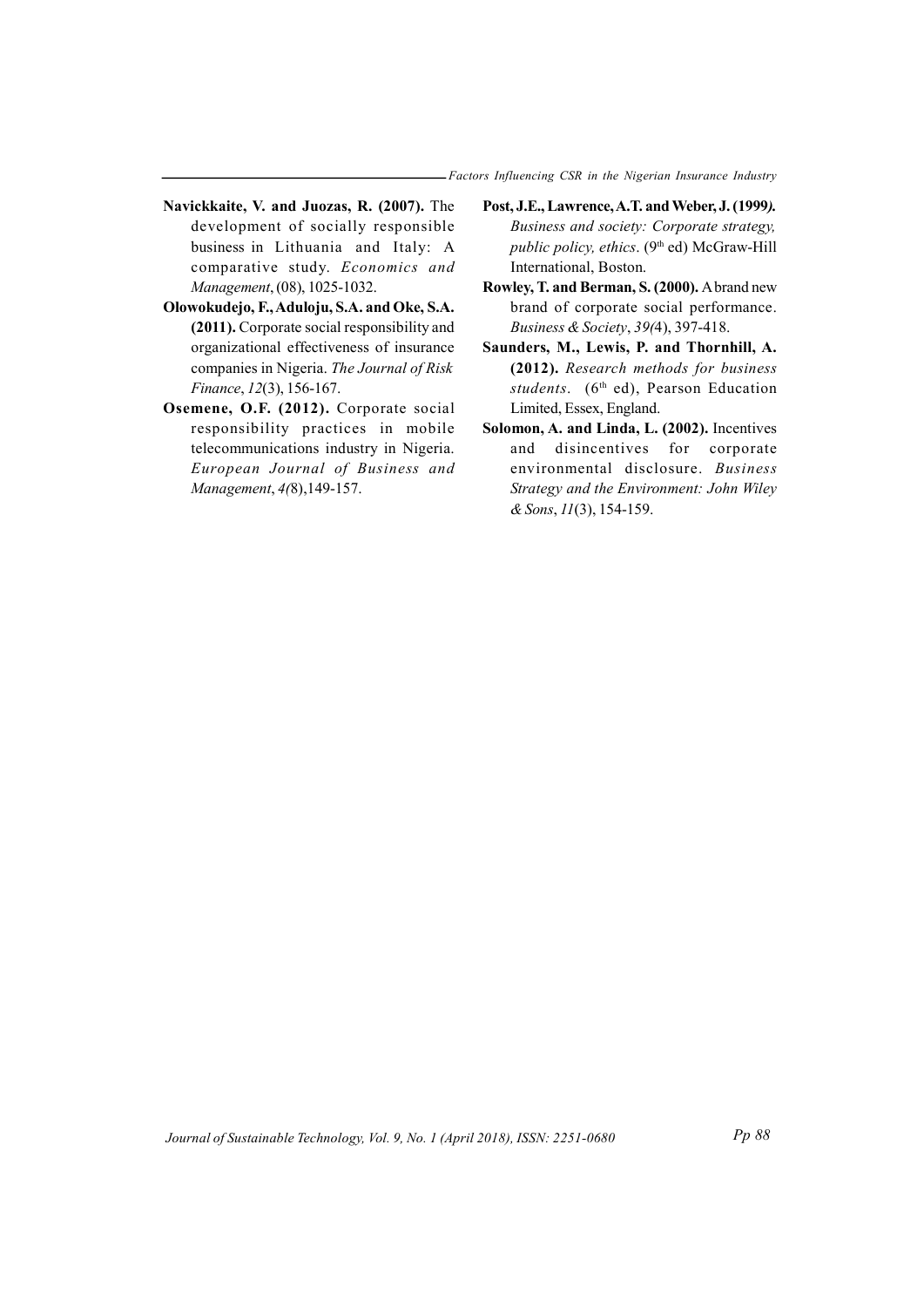**Navickkaite, V. and Juozas, R. (2007).** The development of socially responsible business in Lithuania and Italy: A comparative study. *Economics and Management*, (08), 1025-1032.

**Olowokudejo, F., Aduloju, S.A. and Oke, S.A. (2011).** Corporate social responsibility and organizational effectiveness of insurance companies in Nigeria. *The Journal of Risk Finance*, *12*(3), 156-167.

**Osemene, O.F. (2012).** Corporate social responsibility practices in mobile telecommunications industry in Nigeria. *European Journal of Business and Management*, *4(*8),149-157.

**Post, J.E., Lawrence, A.T. and Weber, J. (1999*).*** *Business and society: Corporate strategy, public policy, ethics*. (9th ed) McGraw-Hill International, Boston.

**Rowley, T. and Berman, S. (2000).** A brand new brand of corporate social performance. *Business & Society*, *39(*4), 397-418.

**Saunders, M., Lewis, P. and Thornhill, A. (2012).** *Research methods for business students*. (6th ed), Pearson Education Limited, Essex, England.

**Solomon, A. and Linda, L. (2002).** Incentives and disincentives for corporate environmental disclosure. *Business Strategy and the Environment: John Wiley & Sons*, *11*(3), 154-159.